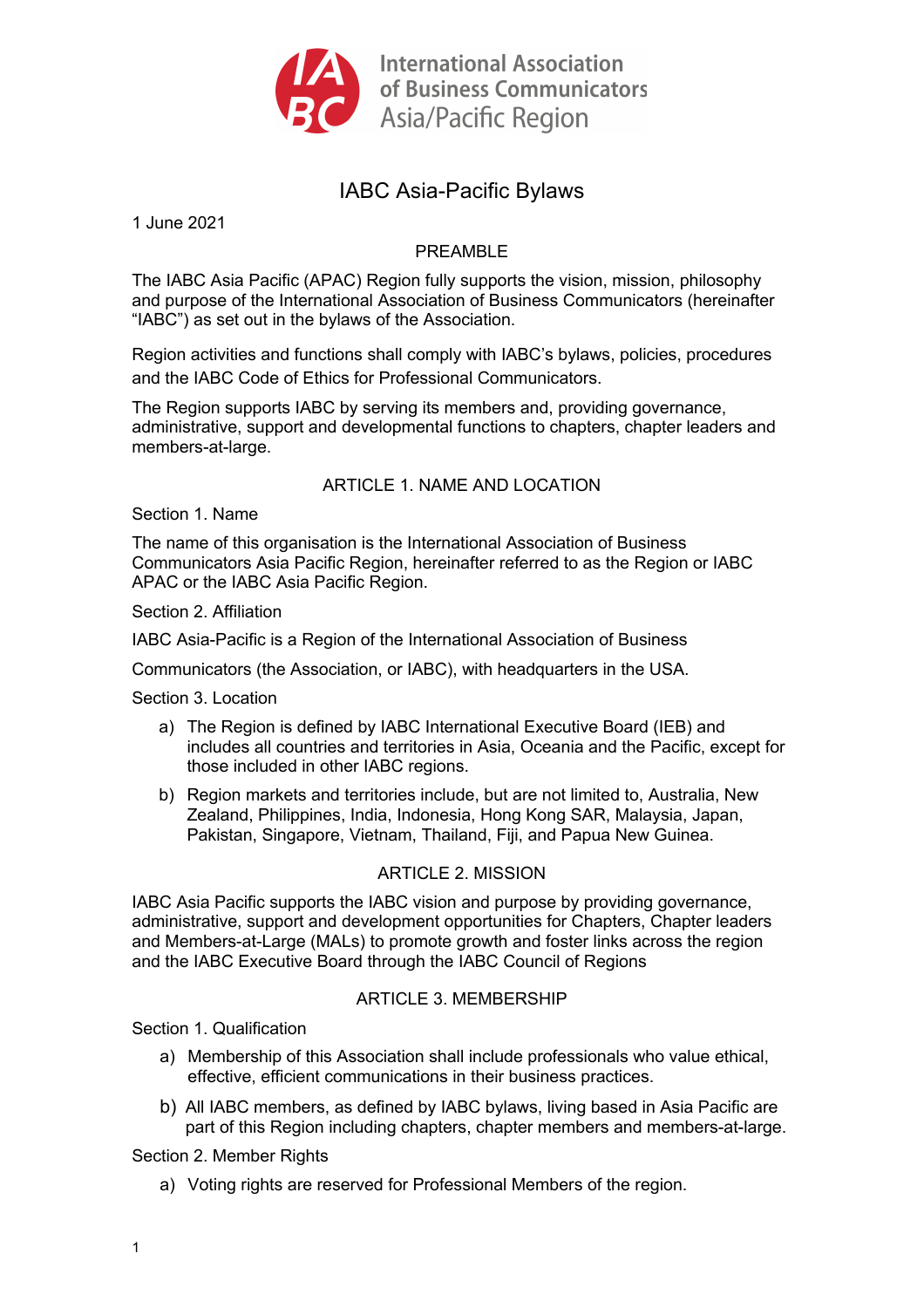International Association of Business Communicators Asia/Pacific Region

# IABC Asia-Pacific Bylaws

1 June 2021

## PREAMBLE

The IABC Asia Pacific (APAC) Region fully supports the vision, mission, philosophy and purpose of the International Association of Business Communicators (hereinafter "IABC") as set out in the bylaws of the Association.

Region activities and functions shall comply with IABC's bylaws, policies, procedures and the IABC Code of Ethics for Professional Communicators.

The Region supports IABC by serving its members and, providing governance, administrative, support and developmental functions to chapters, chapter leaders and members-at-large.

## ARTICLE 1. NAME AND LOCATION

### Section 1. Name

The name of this organisation is the International Association of Business Communicators Asia Pacific Region, hereinafter referred to as the Region or IABC APAC or the IABC Asia Pacific Region.

### Section 2. Affiliation

IABC Asia-Pacific is a Region of the International Association of Business

Communicators (the Association, or IABC), with headquarters in the USA.

### Section 3. Location

a) The Region is defined by IABC International Executive Board (IEB) and includes all countries and territories in Asia, Oceania and the Pacific, except for those included in other IABC regions.

b) Region markets and territories include, but are not limited to, Australia, New Zealand, Philippines, India, Indonesia, Hong Kong SAR, Malaysia, Japan, Pakistan, Singapore, Vietnam, Thailand, Fiji, and Papua New Guinea.

## ARTICLE 2. MISSION

IABC Asia Pacific supports the IABC vision and purpose by providing governance, administrative, support and development opportunities for Chapters, Chapter leaders and Members-at-Large (MALs) to promote growth and foster links across the region and the IABC Executive Board through the IABC Council of Regions

## ARTICLE 3. MEMBERSHIP

### Section 1. Qualification

a) Membership of this Association shall include professionals who value ethical, effective, efficient communications in their business practices.

b) All IABC members, as defined by IABC bylaws, living based in Asia Pacific are part of this Region including chapters, chapter members and members-at-large.

### Section 2. Member Rights

a) Voting rights are reserved for Professional Members of the region.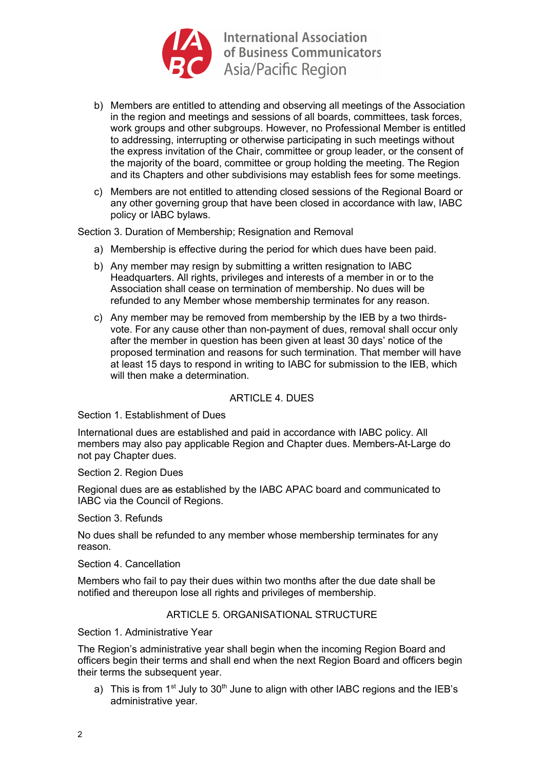b) Members are entitled to attending and observing all meetings of the Association in the region and meetings and sessions of all boards, committees, task forces, work groups and other subgroups. However, no Professional Member is entitled to addressing, interrupting or otherwise participating in such meetings without the express invitation of the Chair, committee or group leader, or the consent of the majority of the board, committee or group holding the meeting. The Region and its Chapters and other subdivisions may establish fees for some meetings.

c) Members are not entitled to attending closed sessions of the Regional Board or any other governing group that have been closed in accordance with law, IABC policy or IABC bylaws.

Section 3. Duration of Membership; Resignation and Removal

a) Membership is effective during the period for which dues have been paid.

b) Any member may resign by submitting a written resignation to IABC Headquarters. All rights, privileges and interests of a member in or to the Association shall cease on termination of membership. No dues will be refunded to any Member whose membership terminates for any reason.

c) Any member may be removed from membership by the IEB by a two thirds-vote. For any cause other than non-payment of dues, removal shall occur only after the member in question has been given at least 30 days' notice of the proposed termination and reasons for such termination. That member will have at least 15 days to respond in writing to IABC for submission to the IEB, which will then make a determination.

## ARTICLE 4. DUES

Section 1. Establishment of Dues

International dues are established and paid in accordance with IABC policy. All members may also pay applicable Region and Chapter dues. Members-At-Large do not pay Chapter dues.

Section 2. Region Dues

Regional dues are ~~as~~ established by the IABC APAC board and communicated to IABC via the Council of Regions.

Section 3. Refunds

No dues shall be refunded to any member whose membership terminates for any reason.

Section 4. Cancellation

Members who fail to pay their dues within two months after the due date shall be notified and thereupon lose all rights and privileges of membership.

## ARTICLE 5. ORGANISATIONAL STRUCTURE

Section 1. Administrative Year

The Region's administrative year shall begin when the incoming Region Board and officers begin their terms and shall end when the next Region Board and officers begin their terms the subsequent year.

a) This is from 1st July to 30th June to align with other IABC regions and the IEB's administrative year.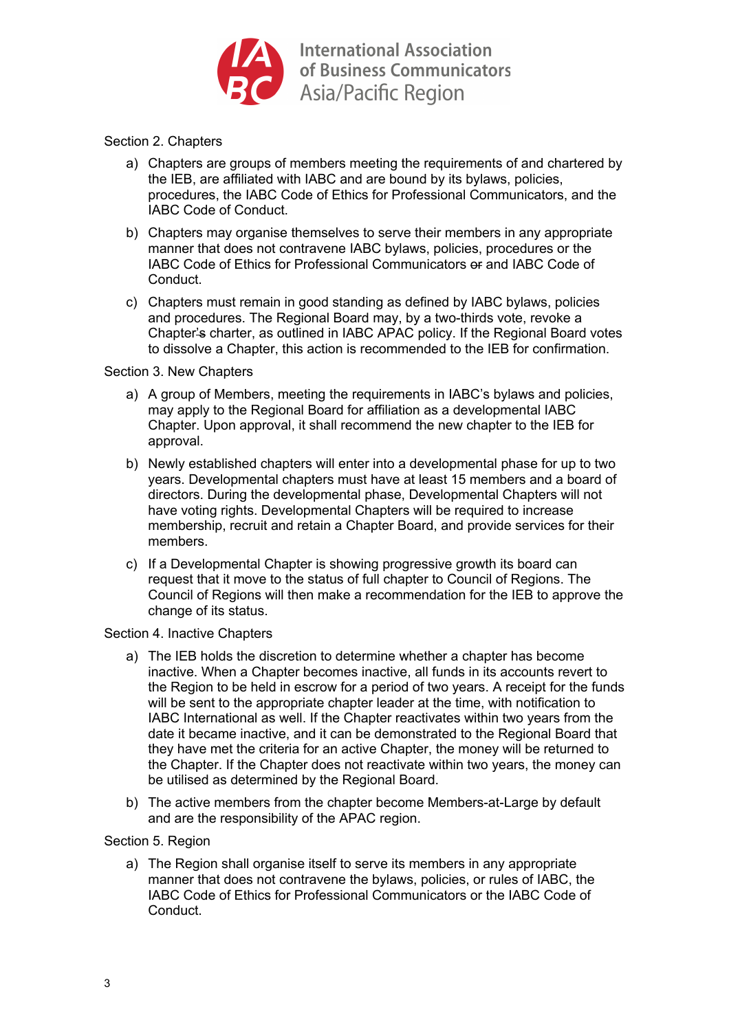Section 2. Chapters

a) Chapters are groups of members meeting the requirements of and chartered by the IEB, are affiliated with IABC and are bound by its bylaws, policies, procedures, the IABC Code of Ethics for Professional Communicators, and the IABC Code of Conduct.

b) Chapters may organise themselves to serve their members in any appropriate manner that does not contravene IABC bylaws, policies, procedures or the IABC Code of Ethics for Professional Communicators ~~or~~ and IABC Code of Conduct.

c) Chapters must remain in good standing as defined by IABC bylaws, policies and procedures. The Regional Board may, by a two-thirds vote, revoke a Chapter'~~s~~ charter, as outlined in IABC APAC policy. If the Regional Board votes to dissolve a Chapter, this action is recommended to the IEB for confirmation.

Section 3. New Chapters

a) A group of Members, meeting the requirements in IABC's bylaws and policies, may apply to the Regional Board for affiliation as a developmental IABC Chapter. Upon approval, it shall recommend the new chapter to the IEB for approval.

b) Newly established chapters will enter into a developmental phase for up to two years. Developmental chapters must have at least 15 members and a board of directors. During the developmental phase, Developmental Chapters will not have voting rights. Developmental Chapters will be required to increase membership, recruit and retain a Chapter Board, and provide services for their members.

c) If a Developmental Chapter is showing progressive growth its board can request that it move to the status of full chapter to Council of Regions. The Council of Regions will then make a recommendation for the IEB to approve the change of its status.

Section 4. Inactive Chapters

a) The IEB holds the discretion to determine whether a chapter has become inactive. When a Chapter becomes inactive, all funds in its accounts revert to the Region to be held in escrow for a period of two years. A receipt for the funds will be sent to the appropriate chapter leader at the time, with notification to IABC International as well. If the Chapter reactivates within two years from the date it became inactive, and it can be demonstrated to the Regional Board that they have met the criteria for an active Chapter, the money will be returned to the Chapter. If the Chapter does not reactivate within two years, the money can be utilised as determined by the Regional Board.

b) The active members from the chapter become Members-at-Large by default and are the responsibility of the APAC region.

Section 5. Region

a) The Region shall organise itself to serve its members in any appropriate manner that does not contravene the bylaws, policies, or rules of IABC, the IABC Code of Ethics for Professional Communicators or the IABC Code of Conduct.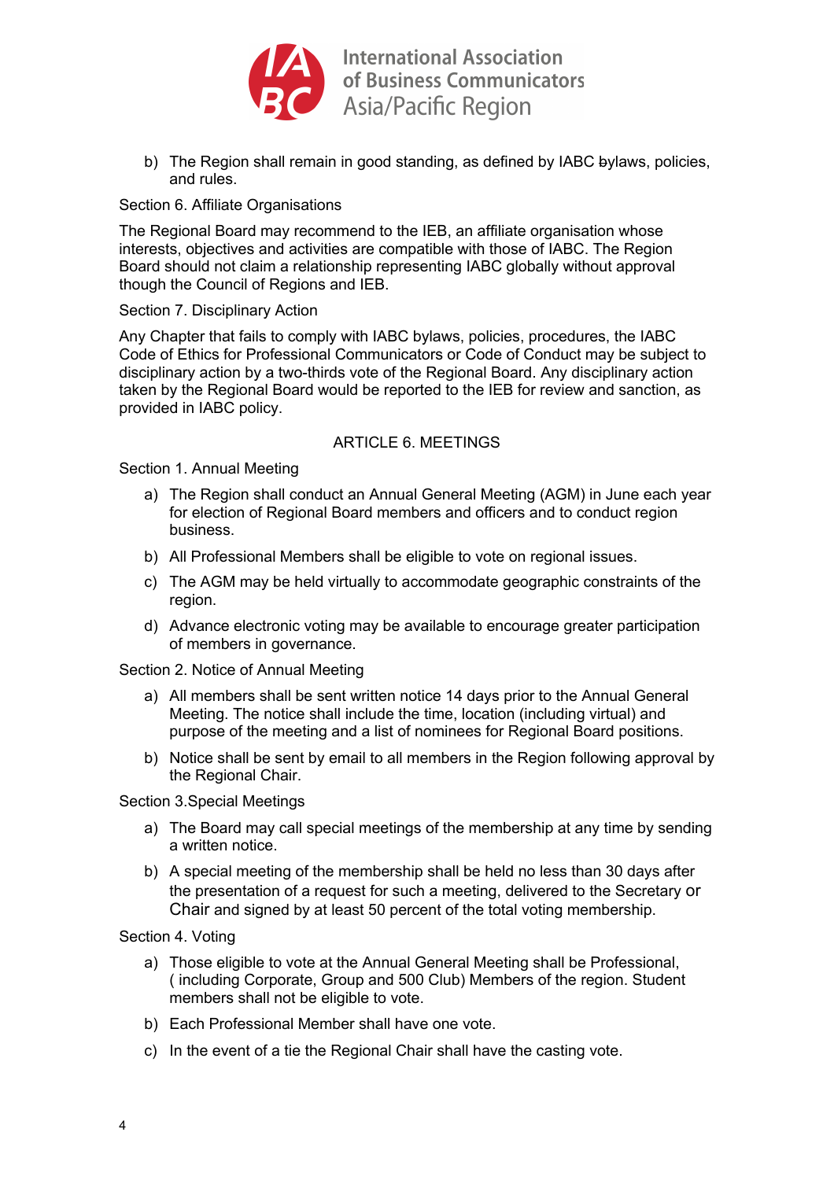b) The Region shall remain in good standing, as defined by IABC bylaws, policies, and rules.

Section 6. Affiliate Organisations

The Regional Board may recommend to the IEB, an affiliate organisation whose interests, objectives and activities are compatible with those of IABC. The Region Board should not claim a relationship representing IABC globally without approval though the Council of Regions and IEB.

Section 7. Disciplinary Action

Any Chapter that fails to comply with IABC bylaws, policies, procedures, the IABC Code of Ethics for Professional Communicators or Code of Conduct may be subject to disciplinary action by a two-thirds vote of the Regional Board. Any disciplinary action taken by the Regional Board would be reported to the IEB for review and sanction, as provided in IABC policy.

## ARTICLE 6. MEETINGS

Section 1. Annual Meeting

a) The Region shall conduct an Annual General Meeting (AGM) in June each year for election of Regional Board members and officers and to conduct region business.

b) All Professional Members shall be eligible to vote on regional issues.

c) The AGM may be held virtually to accommodate geographic constraints of the region.

d) Advance electronic voting may be available to encourage greater participation of members in governance.

Section 2. Notice of Annual Meeting

a) All members shall be sent written notice 14 days prior to the Annual General Meeting. The notice shall include the time, location (including virtual) and purpose of the meeting and a list of nominees for Regional Board positions.

b) Notice shall be sent by email to all members in the Region following approval by the Regional Chair.

Section 3.Special Meetings

a) The Board may call special meetings of the membership at any time by sending a written notice.

b) A special meeting of the membership shall be held no less than 30 days after the presentation of a request for such a meeting, delivered to the Secretary or Chair and signed by at least 50 percent of the total voting membership.

Section 4. Voting

a) Those eligible to vote at the Annual General Meeting shall be Professional, ( including Corporate, Group and 500 Club) Members of the region. Student members shall not be eligible to vote.

b) Each Professional Member shall have one vote.

c) In the event of a tie the Regional Chair shall have the casting vote.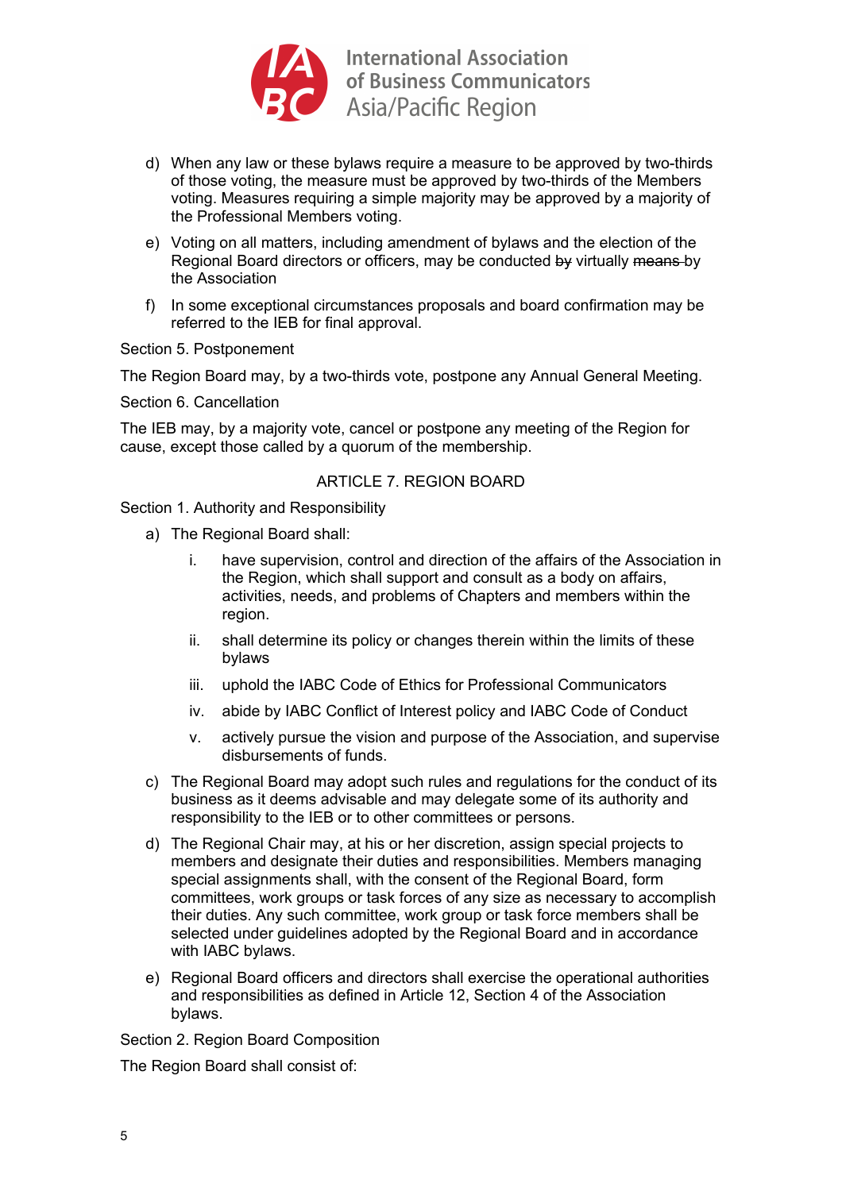d) When any law or these bylaws require a measure to be approved by two-thirds of those voting, the measure must be approved by two-thirds of the Members voting. Measures requiring a simple majority may be approved by a majority of the Professional Members voting.

e) Voting on all matters, including amendment of bylaws and the election of the Regional Board directors or officers, may be conducted ~~by~~ virtually ~~means~~ by the Association

f) In some exceptional circumstances proposals and board confirmation may be referred to the IEB for final approval.

Section 5. Postponement

The Region Board may, by a two-thirds vote, postpone any Annual General Meeting.

Section 6. Cancellation

The IEB may, by a majority vote, cancel or postpone any meeting of the Region for cause, except those called by a quorum of the membership.

## ARTICLE 7. REGION BOARD

Section 1. Authority and Responsibility

a) The Regional Board shall:

   i. have supervision, control and direction of the affairs of the Association in the Region, which shall support and consult as a body on affairs, activities, needs, and problems of Chapters and members within the region.

   ii. shall determine its policy or changes therein within the limits of these bylaws

   iii. uphold the IABC Code of Ethics for Professional Communicators

   iv. abide by IABC Conflict of Interest policy and IABC Code of Conduct

   v. actively pursue the vision and purpose of the Association, and supervise disbursements of funds.

c) The Regional Board may adopt such rules and regulations for the conduct of its business as it deems advisable and may delegate some of its authority and responsibility to the IEB or to other committees or persons.

d) The Regional Chair may, at his or her discretion, assign special projects to members and designate their duties and responsibilities. Members managing special assignments shall, with the consent of the Regional Board, form committees, work groups or task forces of any size as necessary to accomplish their duties. Any such committee, work group or task force members shall be selected under guidelines adopted by the Regional Board and in accordance with IABC bylaws.

e) Regional Board officers and directors shall exercise the operational authorities and responsibilities as defined in Article 12, Section 4 of the Association bylaws.

Section 2. Region Board Composition

The Region Board shall consist of: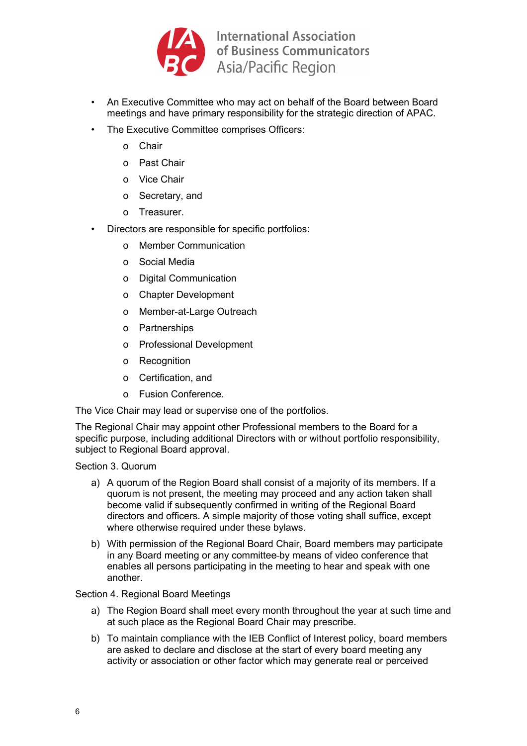- An Executive Committee who may act on behalf of the Board between Board meetings and have primary responsibility for the strategic direction of APAC.
- The Executive Committee comprises Officers:
  - Chair
  - Past Chair
  - Vice Chair
  - Secretary, and
  - Treasurer.
- Directors are responsible for specific portfolios:
  - Member Communication
  - Social Media
  - Digital Communication
  - Chapter Development
  - Member-at-Large Outreach
  - Partnerships
  - Professional Development
  - Recognition
  - Certification, and
  - Fusion Conference.

The Vice Chair may lead or supervise one of the portfolios.

The Regional Chair may appoint other Professional members to the Board for a specific purpose, including additional Directors with or without portfolio responsibility, subject to Regional Board approval.

Section 3. Quorum

a) A quorum of the Region Board shall consist of a majority of its members. If a quorum is not present, the meeting may proceed and any action taken shall become valid if subsequently confirmed in writing of the Regional Board directors and officers. A simple majority of those voting shall suffice, except where otherwise required under these bylaws.

b) With permission of the Regional Board Chair, Board members may participate in any Board meeting or any committee by means of video conference that enables all persons participating in the meeting to hear and speak with one another.

Section 4. Regional Board Meetings

a) The Region Board shall meet every month throughout the year at such time and at such place as the Regional Board Chair may prescribe.

b) To maintain compliance with the IEB Conflict of Interest policy, board members are asked to declare and disclose at the start of every board meeting any activity or association or other factor which may generate real or perceived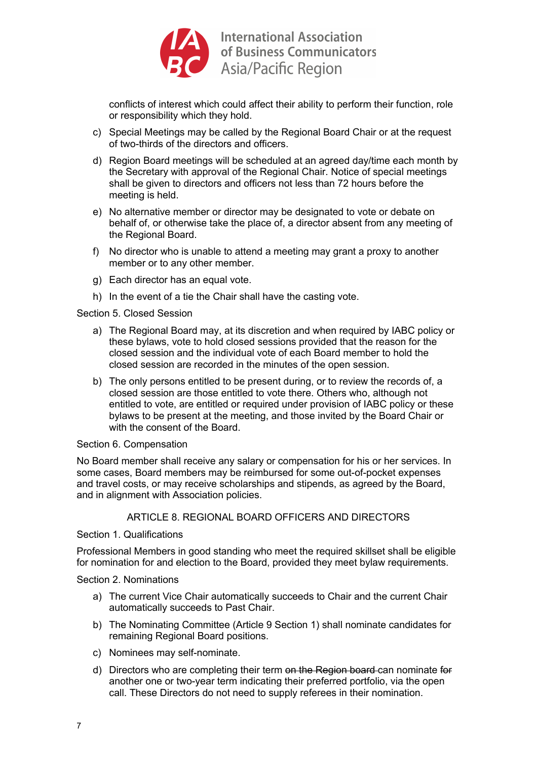conflicts of interest which could affect their ability to perform their function, role or responsibility which they hold.

c) Special Meetings may be called by the Regional Board Chair or at the request of two-thirds of the directors and officers.

d) Region Board meetings will be scheduled at an agreed day/time each month by the Secretary with approval of the Regional Chair. Notice of special meetings shall be given to directors and officers not less than 72 hours before the meeting is held.

e) No alternative member or director may be designated to vote or debate on behalf of, or otherwise take the place of, a director absent from any meeting of the Regional Board.

f) No director who is unable to attend a meeting may grant a proxy to another member or to any other member.

g) Each director has an equal vote.

h) In the event of a tie the Chair shall have the casting vote.

Section 5. Closed Session

a) The Regional Board may, at its discretion and when required by IABC policy or these bylaws, vote to hold closed sessions provided that the reason for the closed session and the individual vote of each Board member to hold the closed session are recorded in the minutes of the open session.

b) The only persons entitled to be present during, or to review the records of, a closed session are those entitled to vote there. Others who, although not entitled to vote, are entitled or required under provision of IABC policy or these bylaws to be present at the meeting, and those invited by the Board Chair or with the consent of the Board.

Section 6. Compensation

No Board member shall receive any salary or compensation for his or her services. In some cases, Board members may be reimbursed for some out-of-pocket expenses and travel costs, or may receive scholarships and stipends, as agreed by the Board, and in alignment with Association policies.

## ARTICLE 8. REGIONAL BOARD OFFICERS AND DIRECTORS

Section 1. Qualifications

Professional Members in good standing who meet the required skillset shall be eligible for nomination for and election to the Board, provided they meet bylaw requirements.

Section 2. Nominations

a) The current Vice Chair automatically succeeds to Chair and the current Chair automatically succeeds to Past Chair.

b) The Nominating Committee (Article 9 Section 1) shall nominate candidates for remaining Regional Board positions.

c) Nominees may self-nominate.

d) Directors who are completing their term ~~on the Region board~~ can nominate ~~for~~ another one or two-year term indicating their preferred portfolio, via the open call. These Directors do not need to supply referees in their nomination.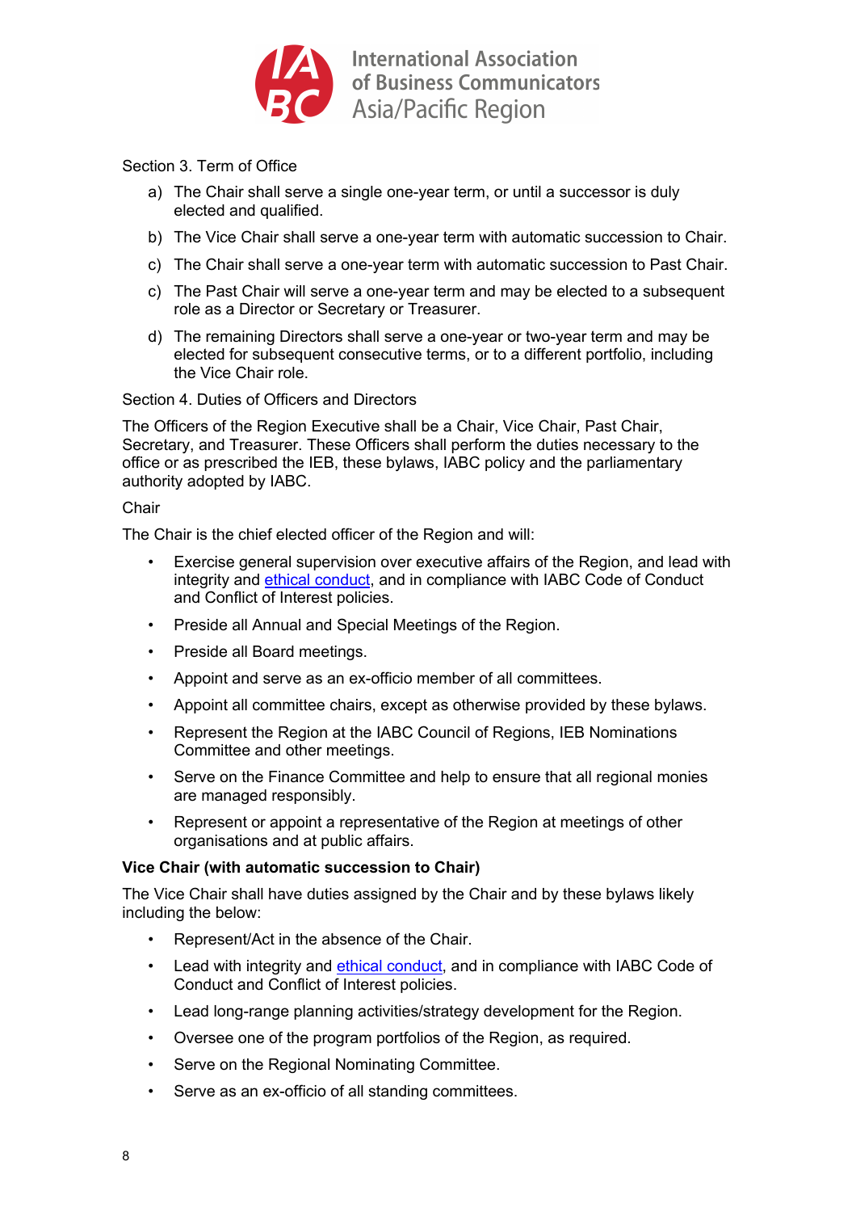Section 3. Term of Office

a) The Chair shall serve a single one-year term, or until a successor is duly elected and qualified.

b) The Vice Chair shall serve a one-year term with automatic succession to Chair.

c) The Chair shall serve a one-year term with automatic succession to Past Chair.

c) The Past Chair will serve a one-year term and may be elected to a subsequent role as a Director or Secretary or Treasurer.

d) The remaining Directors shall serve a one-year or two-year term and may be elected for subsequent consecutive terms, or to a different portfolio, including the Vice Chair role.

Section 4. Duties of Officers and Directors

The Officers of the Region Executive shall be a Chair, Vice Chair, Past Chair, Secretary, and Treasurer. These Officers shall perform the duties necessary to the office or as prescribed the IEB, these bylaws, IABC policy and the parliamentary authority adopted by IABC.

Chair

The Chair is the chief elected officer of the Region and will:

- Exercise general supervision over executive affairs of the Region, and lead with integrity and ethical conduct, and in compliance with IABC Code of Conduct and Conflict of Interest policies.
- Preside all Annual and Special Meetings of the Region.
- Preside all Board meetings.
- Appoint and serve as an ex-officio member of all committees.
- Appoint all committee chairs, except as otherwise provided by these bylaws.
- Represent the Region at the IABC Council of Regions, IEB Nominations Committee and other meetings.
- Serve on the Finance Committee and help to ensure that all regional monies are managed responsibly.
- Represent or appoint a representative of the Region at meetings of other organisations and at public affairs.

**Vice Chair (with automatic succession to Chair)**

The Vice Chair shall have duties assigned by the Chair and by these bylaws likely including the below:

- Represent/Act in the absence of the Chair.
- Lead with integrity and ethical conduct, and in compliance with IABC Code of Conduct and Conflict of Interest policies.
- Lead long-range planning activities/strategy development for the Region.
- Oversee one of the program portfolios of the Region, as required.
- Serve on the Regional Nominating Committee.
- Serve as an ex-officio of all standing committees.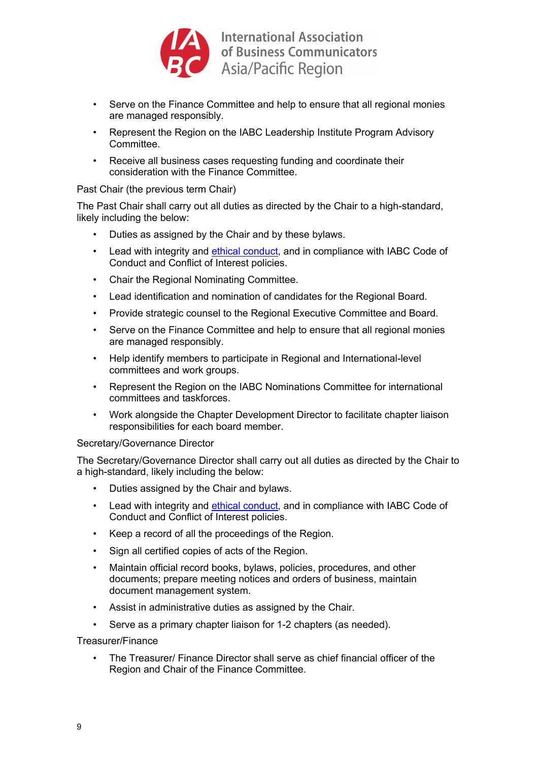- Serve on the Finance Committee and help to ensure that all regional monies are managed responsibly.
- Represent the Region on the IABC Leadership Institute Program Advisory Committee.
- Receive all business cases requesting funding and coordinate their consideration with the Finance Committee.

Past Chair (the previous term Chair)

The Past Chair shall carry out all duties as directed by the Chair to a high-standard, likely including the below:

- Duties as assigned by the Chair and by these bylaws.
- Lead with integrity and ethical conduct, and in compliance with IABC Code of Conduct and Conflict of Interest policies.
- Chair the Regional Nominating Committee.
- Lead identification and nomination of candidates for the Regional Board.
- Provide strategic counsel to the Regional Executive Committee and Board.
- Serve on the Finance Committee and help to ensure that all regional monies are managed responsibly.
- Help identify members to participate in Regional and International-level committees and work groups.
- Represent the Region on the IABC Nominations Committee for international committees and taskforces.
- Work alongside the Chapter Development Director to facilitate chapter liaison responsibilities for each board member.

Secretary/Governance Director

The Secretary/Governance Director shall carry out all duties as directed by the Chair to a high-standard, likely including the below:

- Duties assigned by the Chair and bylaws.
- Lead with integrity and ethical conduct, and in compliance with IABC Code of Conduct and Conflict of Interest policies.
- Keep a record of all the proceedings of the Region.
- Sign all certified copies of acts of the Region.
- Maintain official record books, bylaws, policies, procedures, and other documents; prepare meeting notices and orders of business, maintain document management system.
- Assist in administrative duties as assigned by the Chair.
- Serve as a primary chapter liaison for 1-2 chapters (as needed).

Treasurer/Finance

- The Treasurer/ Finance Director shall serve as chief financial officer of the Region and Chair of the Finance Committee.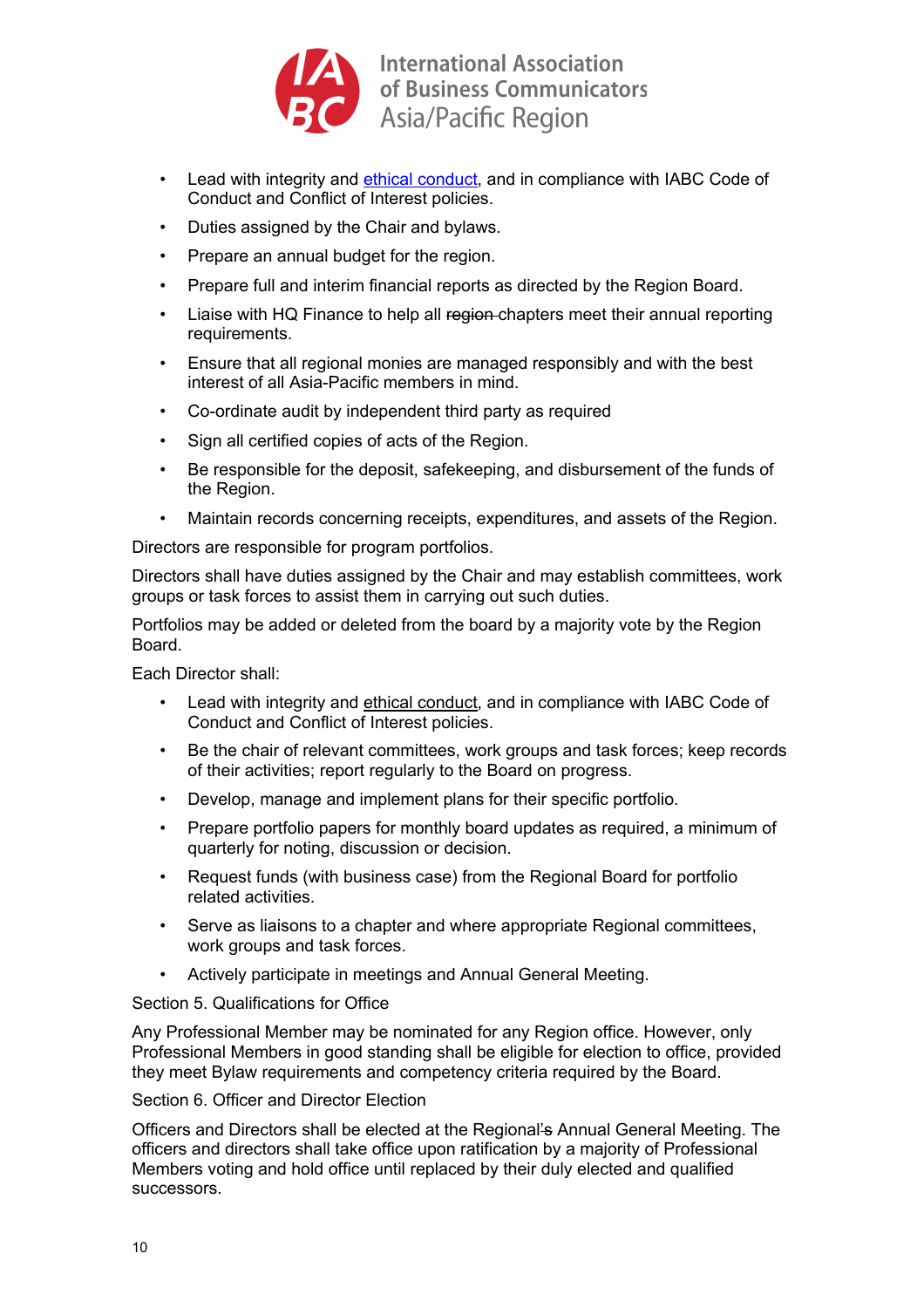- Lead with integrity and [ethical conduct](), and in compliance with IABC Code of Conduct and Conflict of Interest policies.
- Duties assigned by the Chair and bylaws.
- Prepare an annual budget for the region.
- Prepare full and interim financial reports as directed by the Region Board.
- Liaise with HQ Finance to help all ~~region~~ chapters meet their annual reporting requirements.
- Ensure that all regional monies are managed responsibly and with the best interest of all Asia-Pacific members in mind.
- Co-ordinate audit by independent third party as required
- Sign all certified copies of acts of the Region.
- Be responsible for the deposit, safekeeping, and disbursement of the funds of the Region.
- Maintain records concerning receipts, expenditures, and assets of the Region.

Directors are responsible for program portfolios.

Directors shall have duties assigned by the Chair and may establish committees, work groups or task forces to assist them in carrying out such duties.

Portfolios may be added or deleted from the board by a majority vote by the Region Board.

Each Director shall:

- Lead with integrity and ethical conduct, and in compliance with IABC Code of Conduct and Conflict of Interest policies.
- Be the chair of relevant committees, work groups and task forces; keep records of their activities; report regularly to the Board on progress.
- Develop, manage and implement plans for their specific portfolio.
- Prepare portfolio papers for monthly board updates as required, a minimum of quarterly for noting, discussion or decision.
- Request funds (with business case) from the Regional Board for portfolio related activities.
- Serve as liaisons to a chapter and where appropriate Regional committees, work groups and task forces.
- Actively participate in meetings and Annual General Meeting.

Section 5. Qualifications for Office

Any Professional Member may be nominated for any Region office. However, only Professional Members in good standing shall be eligible for election to office, provided they meet Bylaw requirements and competency criteria required by the Board.

Section 6. Officer and Director Election

Officers and Directors shall be elected at the Regional~~'s~~ Annual General Meeting. The officers and directors shall take office upon ratification by a majority of Professional Members voting and hold office until replaced by their duly elected and qualified successors.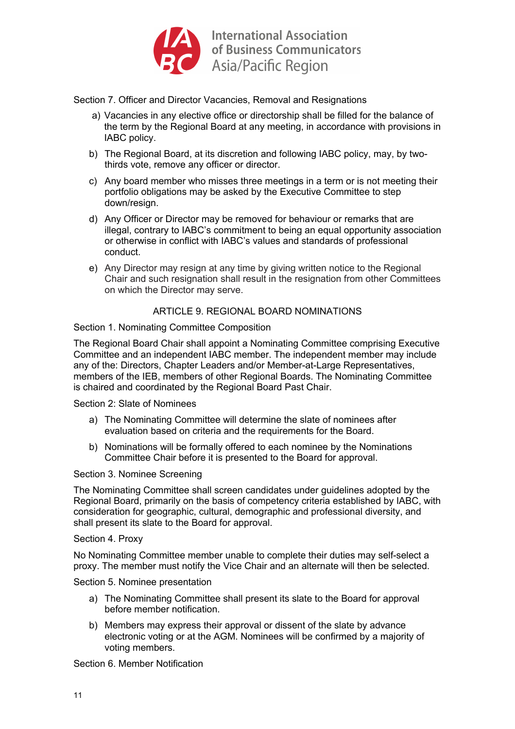Section 7. Officer and Director Vacancies, Removal and Resignations

a) Vacancies in any elective office or directorship shall be filled for the balance of the term by the Regional Board at any meeting, in accordance with provisions in IABC policy.

b) The Regional Board, at its discretion and following IABC policy, may, by two-thirds vote, remove any officer or director.

c) Any board member who misses three meetings in a term or is not meeting their portfolio obligations may be asked by the Executive Committee to step down/resign.

d) Any Officer or Director may be removed for behaviour or remarks that are illegal, contrary to IABC's commitment to being an equal opportunity association or otherwise in conflict with IABC's values and standards of professional conduct.

e) Any Director may resign at any time by giving written notice to the Regional Chair and such resignation shall result in the resignation from other Committees on which the Director may serve.

## ARTICLE 9. REGIONAL BOARD NOMINATIONS

Section 1. Nominating Committee Composition

The Regional Board Chair shall appoint a Nominating Committee comprising Executive Committee and an independent IABC member. The independent member may include any of the: Directors, Chapter Leaders and/or Member-at-Large Representatives, members of the IEB, members of other Regional Boards. The Nominating Committee is chaired and coordinated by the Regional Board Past Chair.

Section 2: Slate of Nominees

a) The Nominating Committee will determine the slate of nominees after evaluation based on criteria and the requirements for the Board.

b) Nominations will be formally offered to each nominee by the Nominations Committee Chair before it is presented to the Board for approval.

Section 3. Nominee Screening

The Nominating Committee shall screen candidates under guidelines adopted by the Regional Board, primarily on the basis of competency criteria established by IABC, with consideration for geographic, cultural, demographic and professional diversity, and shall present its slate to the Board for approval.

Section 4. Proxy

No Nominating Committee member unable to complete their duties may self-select a proxy. The member must notify the Vice Chair and an alternate will then be selected.

Section 5. Nominee presentation

a) The Nominating Committee shall present its slate to the Board for approval before member notification.

b) Members may express their approval or dissent of the slate by advance electronic voting or at the AGM. Nominees will be confirmed by a majority of voting members.

Section 6. Member Notification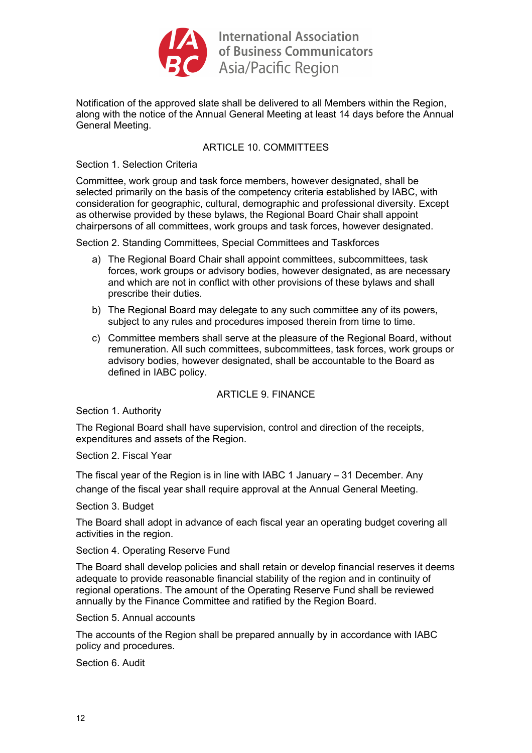Notification of the approved slate shall be delivered to all Members within the Region, along with the notice of the Annual General Meeting at least 14 days before the Annual General Meeting.

## ARTICLE 10. COMMITTEES

Section 1. Selection Criteria

Committee, work group and task force members, however designated, shall be selected primarily on the basis of the competency criteria established by IABC, with consideration for geographic, cultural, demographic and professional diversity. Except as otherwise provided by these bylaws, the Regional Board Chair shall appoint chairpersons of all committees, work groups and task forces, however designated.

Section 2. Standing Committees, Special Committees and Taskforces

a) The Regional Board Chair shall appoint committees, subcommittees, task forces, work groups or advisory bodies, however designated, as are necessary and which are not in conflict with other provisions of these bylaws and shall prescribe their duties.

b) The Regional Board may delegate to any such committee any of its powers, subject to any rules and procedures imposed therein from time to time.

c) Committee members shall serve at the pleasure of the Regional Board, without remuneration. All such committees, subcommittees, task forces, work groups or advisory bodies, however designated, shall be accountable to the Board as defined in IABC policy.

## ARTICLE 9. FINANCE

Section 1. Authority

The Regional Board shall have supervision, control and direction of the receipts, expenditures and assets of the Region.

Section 2. Fiscal Year

The fiscal year of the Region is in line with IABC 1 January – 31 December. Any change of the fiscal year shall require approval at the Annual General Meeting.

Section 3. Budget

The Board shall adopt in advance of each fiscal year an operating budget covering all activities in the region.

Section 4. Operating Reserve Fund

The Board shall develop policies and shall retain or develop financial reserves it deems adequate to provide reasonable financial stability of the region and in continuity of regional operations. The amount of the Operating Reserve Fund shall be reviewed annually by the Finance Committee and ratified by the Region Board.

Section 5. Annual accounts

The accounts of the Region shall be prepared annually by in accordance with IABC policy and procedures.

Section 6. Audit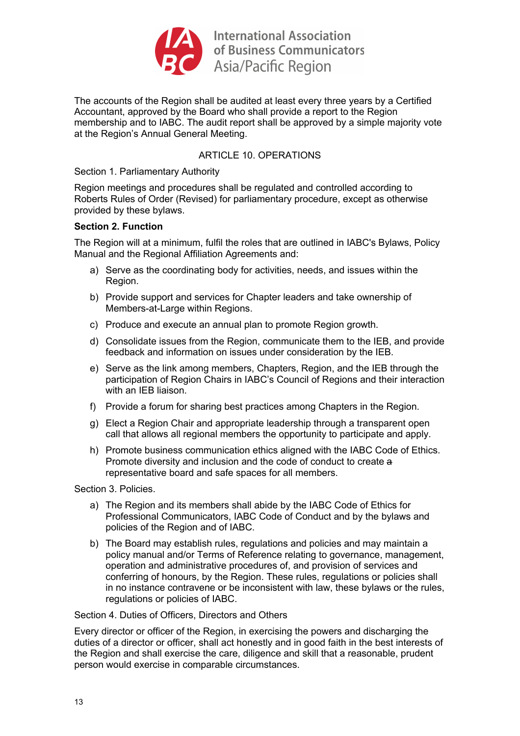The accounts of the Region shall be audited at least every three years by a Certified Accountant, approved by the Board who shall provide a report to the Region membership and to IABC. The audit report shall be approved by a simple majority vote at the Region's Annual General Meeting.

## ARTICLE 10. OPERATIONS

Section 1. Parliamentary Authority

Region meetings and procedures shall be regulated and controlled according to Roberts Rules of Order (Revised) for parliamentary procedure, except as otherwise provided by these bylaws.

**Section 2. Function**

The Region will at a minimum, fulfil the roles that are outlined in IABC's Bylaws, Policy Manual and the Regional Affiliation Agreements and:

a) Serve as the coordinating body for activities, needs, and issues within the Region.

b) Provide support and services for Chapter leaders and take ownership of Members-at-Large within Regions.

c) Produce and execute an annual plan to promote Region growth.

d) Consolidate issues from the Region, communicate them to the IEB, and provide feedback and information on issues under consideration by the IEB.

e) Serve as the link among members, Chapters, Region, and the IEB through the participation of Region Chairs in IABC's Council of Regions and their interaction with an IEB liaison.

f) Provide a forum for sharing best practices among Chapters in the Region.

g) Elect a Region Chair and appropriate leadership through a transparent open call that allows all regional members the opportunity to participate and apply.

h) Promote business communication ethics aligned with the IABC Code of Ethics. Promote diversity and inclusion and the code of conduct to create ~~a~~ representative board and safe spaces for all members.

Section 3. Policies.

a) The Region and its members shall abide by the IABC Code of Ethics for Professional Communicators, IABC Code of Conduct and by the bylaws and policies of the Region and of IABC.

b) The Board may establish rules, regulations and policies and may maintain a policy manual and/or Terms of Reference relating to governance, management, operation and administrative procedures of, and provision of services and conferring of honours, by the Region. These rules, regulations or policies shall in no instance contravene or be inconsistent with law, these bylaws or the rules, regulations or policies of IABC.

Section 4. Duties of Officers, Directors and Others

Every director or officer of the Region, in exercising the powers and discharging the duties of a director or officer, shall act honestly and in good faith in the best interests of the Region and shall exercise the care, diligence and skill that a reasonable, prudent person would exercise in comparable circumstances.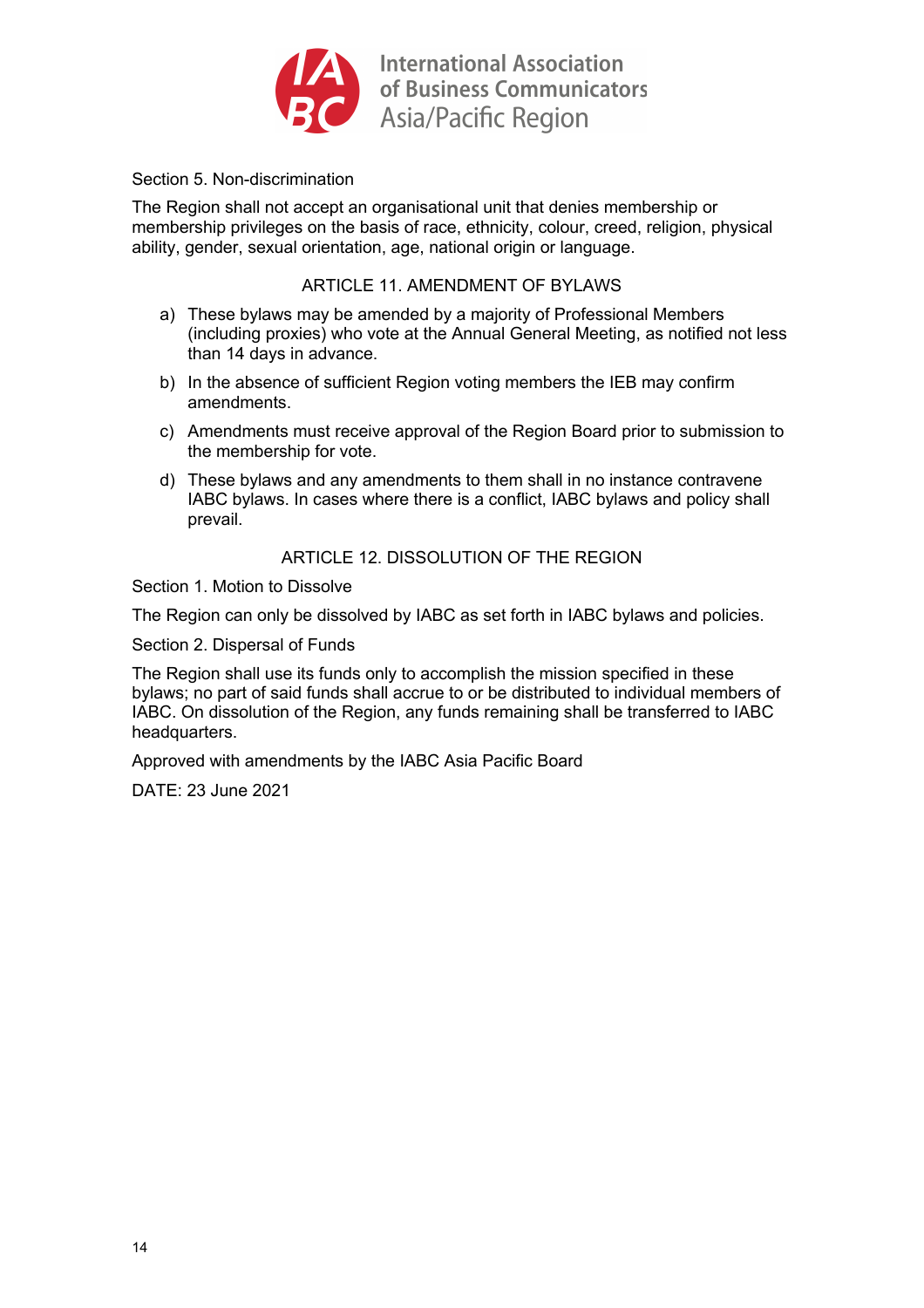Section 5. Non-discrimination

The Region shall not accept an organisational unit that denies membership or membership privileges on the basis of race, ethnicity, colour, creed, religion, physical ability, gender, sexual orientation, age, national origin or language.

## ARTICLE 11. AMENDMENT OF BYLAWS

a) These bylaws may be amended by a majority of Professional Members (including proxies) who vote at the Annual General Meeting, as notified not less than 14 days in advance.

b) In the absence of sufficient Region voting members the IEB may confirm amendments.

c) Amendments must receive approval of the Region Board prior to submission to the membership for vote.

d) These bylaws and any amendments to them shall in no instance contravene IABC bylaws. In cases where there is a conflict, IABC bylaws and policy shall prevail.

## ARTICLE 12. DISSOLUTION OF THE REGION

Section 1. Motion to Dissolve

The Region can only be dissolved by IABC as set forth in IABC bylaws and policies.

Section 2. Dispersal of Funds

The Region shall use its funds only to accomplish the mission specified in these bylaws; no part of said funds shall accrue to or be distributed to individual members of IABC. On dissolution of the Region, any funds remaining shall be transferred to IABC headquarters.

Approved with amendments by the IABC Asia Pacific Board

DATE: 23 June 2021